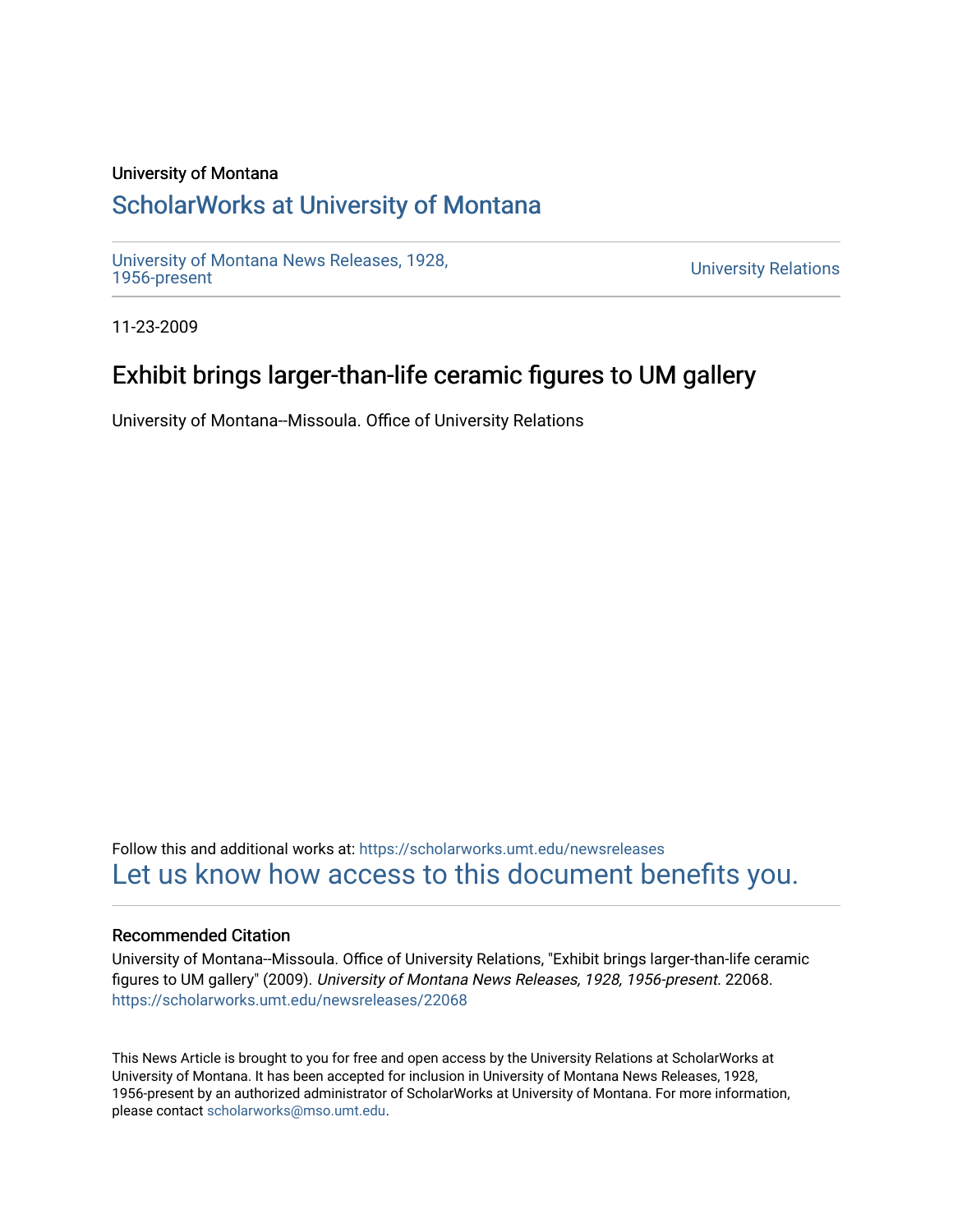University of Montana

# ScholarWorks at University of Montana

University of Montana News Releases, 1928, 1956-present

University Relations

11-23-2009

## Exhibit brings larger-than-life ceramic figures to UM gallery

University of Montana--Missoula. Office of University Relations

Follow this and additional works at: https://scholarworks.umt.edu/newsreleases

Let us know how access to this document benefits you.

### Recommended Citation

University of Montana--Missoula. Office of University Relations, "Exhibit brings larger-than-life ceramic figures to UM gallery" (2009). *University of Montana News Releases, 1928, 1956-present*. 22068.
https://scholarworks.umt.edu/newsreleases/22068

This News Article is brought to you for free and open access by the University Relations at ScholarWorks at University of Montana. It has been accepted for inclusion in University of Montana News Releases, 1928, 1956-present by an authorized administrator of ScholarWorks at University of Montana. For more information, please contact scholarworks@mso.umt.edu.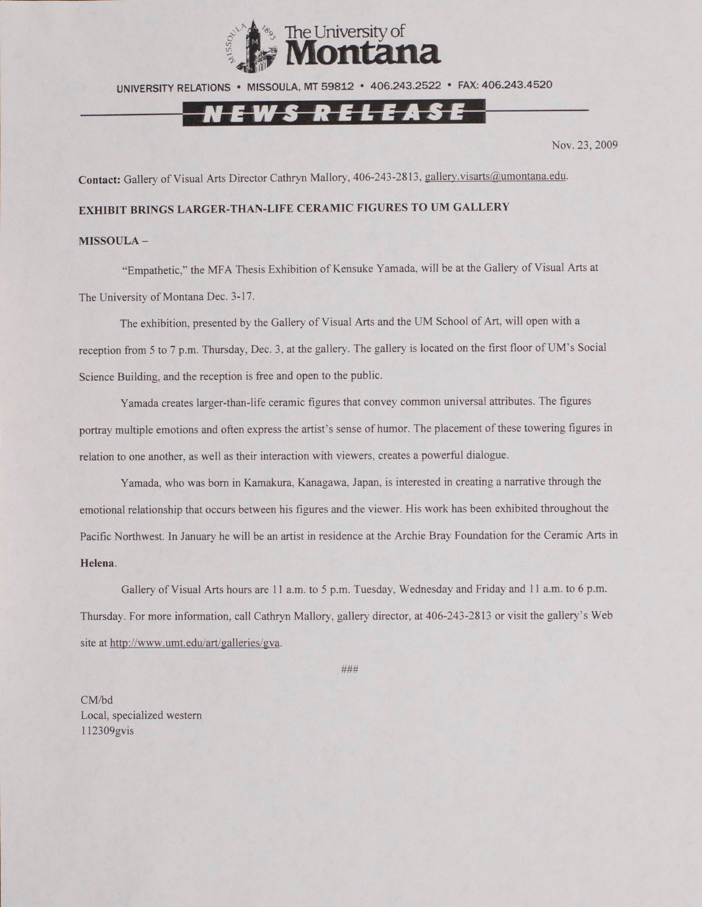The University of Montana

UNIVERSITY RELATIONS • MISSOULA, MT 59812 • 406.243.2522 • FAX: 406.243.4520

NEWS RELEASE

Nov. 23, 2009

**Contact:** Gallery of Visual Arts Director Cathryn Mallory, 406-243-2813, gallery.visarts@umontana.edu.

**EXHIBIT BRINGS LARGER-THAN-LIFE CERAMIC FIGURES TO UM GALLERY**

**MISSOULA –**

"Empathetic," the MFA Thesis Exhibition of Kensuke Yamada, will be at the Gallery of Visual Arts at The University of Montana Dec. 3-17.

The exhibition, presented by the Gallery of Visual Arts and the UM School of Art, will open with a reception from 5 to 7 p.m. Thursday, Dec. 3, at the gallery. The gallery is located on the first floor of UM's Social Science Building, and the reception is free and open to the public.

Yamada creates larger-than-life ceramic figures that convey common universal attributes. The figures portray multiple emotions and often express the artist's sense of humor. The placement of these towering figures in relation to one another, as well as their interaction with viewers, creates a powerful dialogue.

Yamada, who was born in Kamakura, Kanagawa, Japan, is interested in creating a narrative through the emotional relationship that occurs between his figures and the viewer. His work has been exhibited throughout the Pacific Northwest. In January he will be an artist in residence at the Archie Bray Foundation for the Ceramic Arts in Helena.

Gallery of Visual Arts hours are 11 a.m. to 5 p.m. Tuesday, Wednesday and Friday and 11 a.m. to 6 p.m. Thursday. For more information, call Cathryn Mallory, gallery director, at 406-243-2813 or visit the gallery's Web site at http://www.umt.edu/art/galleries/gva.

###

CM/bd
Local, specialized western
112309gvis